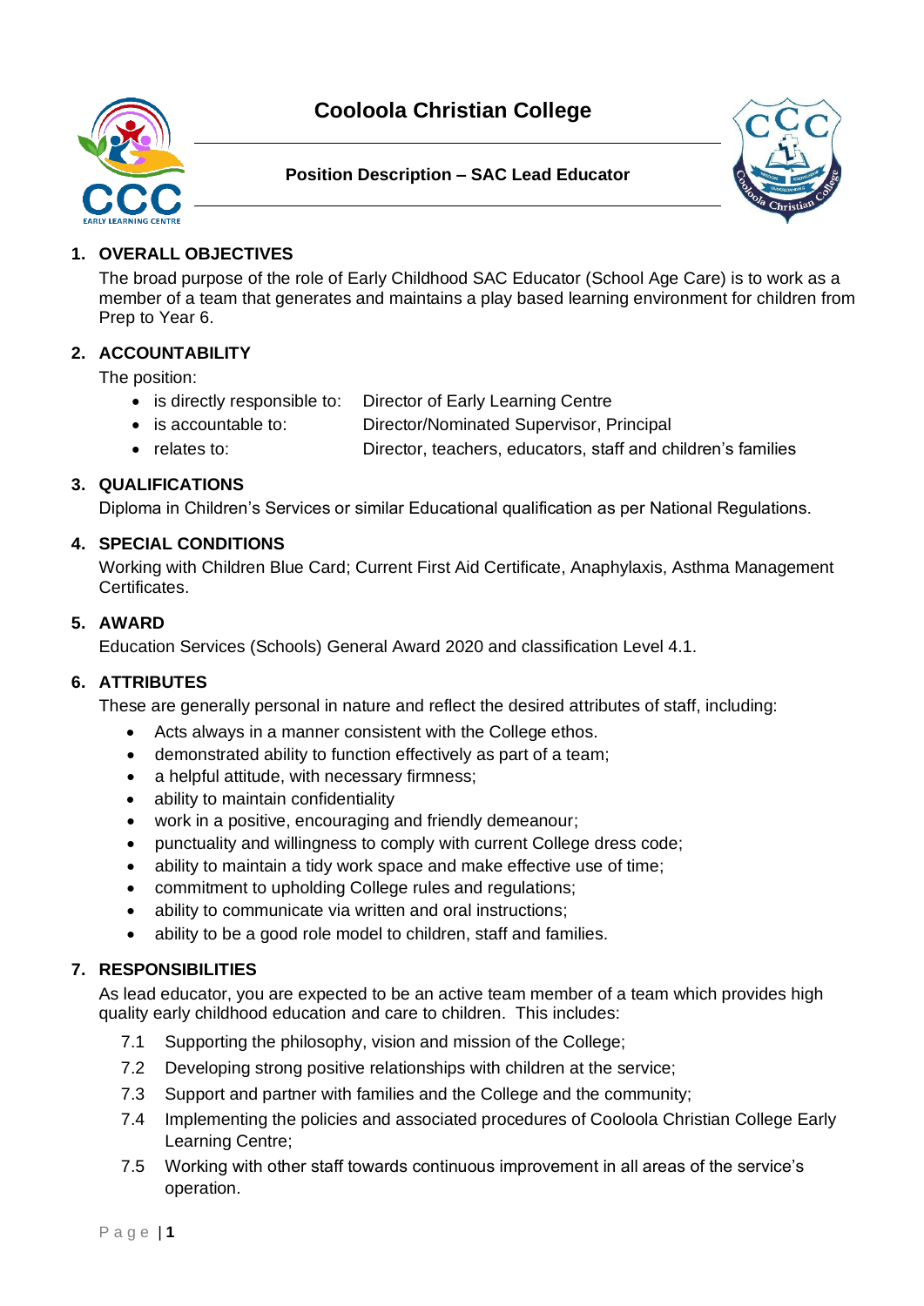# Cooloola Christian College

## Position Description – SAC Lead Educator

### 1. OVERALL OBJECTIVES

The broad purpose of the role of Early Childhood SAC Educator (School Age Care) is to work as a member of a team that generates and maintains a play based learning environment for children from Prep to Year 6.

### 2. ACCOUNTABILITY

The position:

- is directly responsible to: Director of Early Learning Centre
- is accountable to: Director/Nominated Supervisor, Principal
- relates to: Director, teachers, educators, staff and children's families

### 3. QUALIFICATIONS

Diploma in Children's Services or similar Educational qualification as per National Regulations.

### 4. SPECIAL CONDITIONS

Working with Children Blue Card; Current First Aid Certificate, Anaphylaxis, Asthma Management Certificates.

### 5. AWARD

Education Services (Schools) General Award 2020 and classification Level 4.1.

### 6. ATTRIBUTES

These are generally personal in nature and reflect the desired attributes of staff, including:

- Acts always in a manner consistent with the College ethos.
- demonstrated ability to function effectively as part of a team;
- a helpful attitude, with necessary firmness;
- ability to maintain confidentiality
- work in a positive, encouraging and friendly demeanour;
- punctuality and willingness to comply with current College dress code;
- ability to maintain a tidy work space and make effective use of time;
- commitment to upholding College rules and regulations;
- ability to communicate via written and oral instructions;
- ability to be a good role model to children, staff and families.

### 7. RESPONSIBILITIES

As lead educator, you are expected to be an active team member of a team which provides high quality early childhood education and care to children. This includes:

7.1 Supporting the philosophy, vision and mission of the College;

7.2 Developing strong positive relationships with children at the service;

7.3 Support and partner with families and the College and the community;

7.4 Implementing the policies and associated procedures of Cooloola Christian College Early Learning Centre;

7.5 Working with other staff towards continuous improvement in all areas of the service's operation.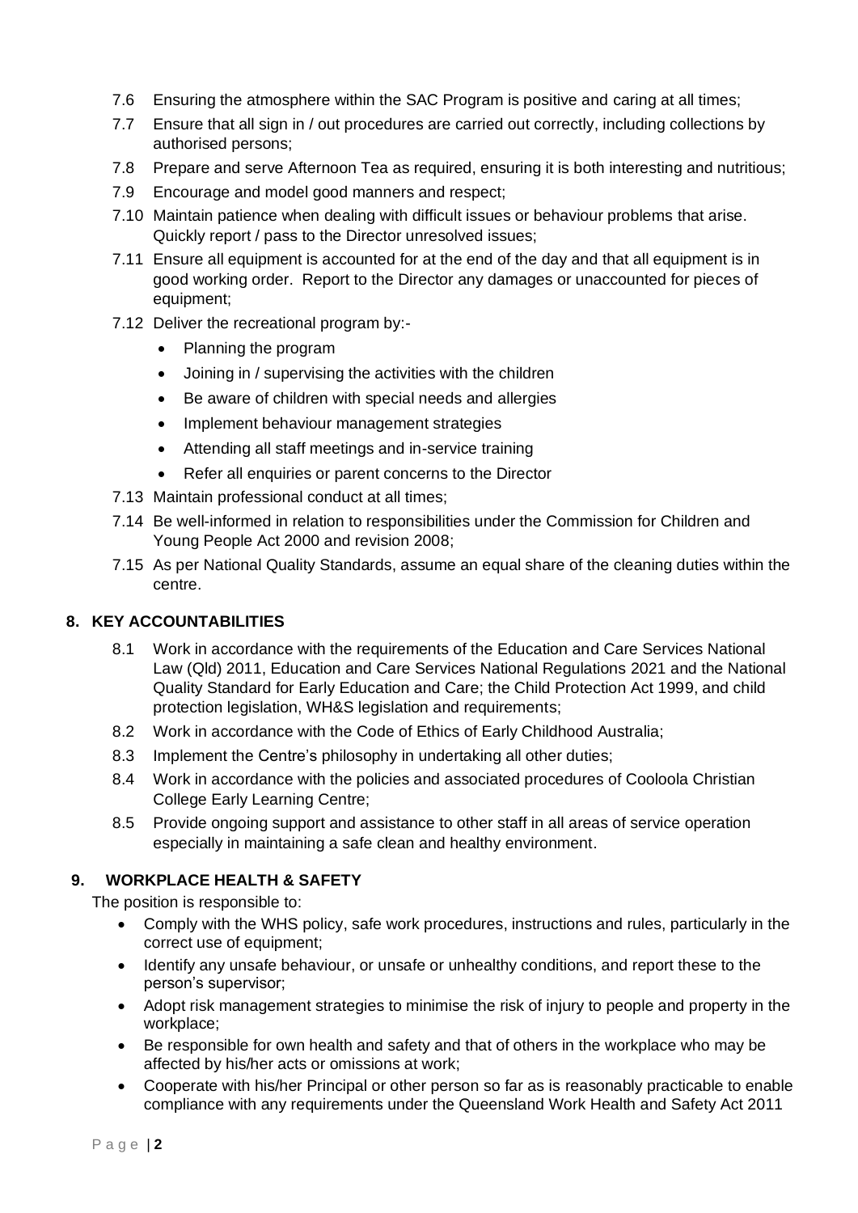7.6 Ensuring the atmosphere within the SAC Program is positive and caring at all times;

7.7 Ensure that all sign in / out procedures are carried out correctly, including collections by authorised persons;

7.8 Prepare and serve Afternoon Tea as required, ensuring it is both interesting and nutritious;

7.9 Encourage and model good manners and respect;

7.10 Maintain patience when dealing with difficult issues or behaviour problems that arise. Quickly report / pass to the Director unresolved issues;

7.11 Ensure all equipment is accounted for at the end of the day and that all equipment is in good working order. Report to the Director any damages or unaccounted for pieces of equipment;

7.12 Deliver the recreational program by:-

- Planning the program
- Joining in / supervising the activities with the children
- Be aware of children with special needs and allergies
- Implement behaviour management strategies
- Attending all staff meetings and in-service training
- Refer all enquiries or parent concerns to the Director

7.13 Maintain professional conduct at all times;

7.14 Be well-informed in relation to responsibilities under the Commission for Children and Young People Act 2000 and revision 2008;

7.15 As per National Quality Standards, assume an equal share of the cleaning duties within the centre.

## 8. KEY ACCOUNTABILITIES

8.1 Work in accordance with the requirements of the Education and Care Services National Law (Qld) 2011, Education and Care Services National Regulations 2021 and the National Quality Standard for Early Education and Care; the Child Protection Act 1999, and child protection legislation, WH&S legislation and requirements;

8.2 Work in accordance with the Code of Ethics of Early Childhood Australia;

8.3 Implement the Centre's philosophy in undertaking all other duties;

8.4 Work in accordance with the policies and associated procedures of Cooloola Christian College Early Learning Centre;

8.5 Provide ongoing support and assistance to other staff in all areas of service operation especially in maintaining a safe clean and healthy environment.

## 9. WORKPLACE HEALTH & SAFETY

The position is responsible to:

- Comply with the WHS policy, safe work procedures, instructions and rules, particularly in the correct use of equipment;
- Identify any unsafe behaviour, or unsafe or unhealthy conditions, and report these to the person's supervisor;
- Adopt risk management strategies to minimise the risk of injury to people and property in the workplace;
- Be responsible for own health and safety and that of others in the workplace who may be affected by his/her acts or omissions at work;
- Cooperate with his/her Principal or other person so far as is reasonably practicable to enable compliance with any requirements under the Queensland Work Health and Safety Act 2011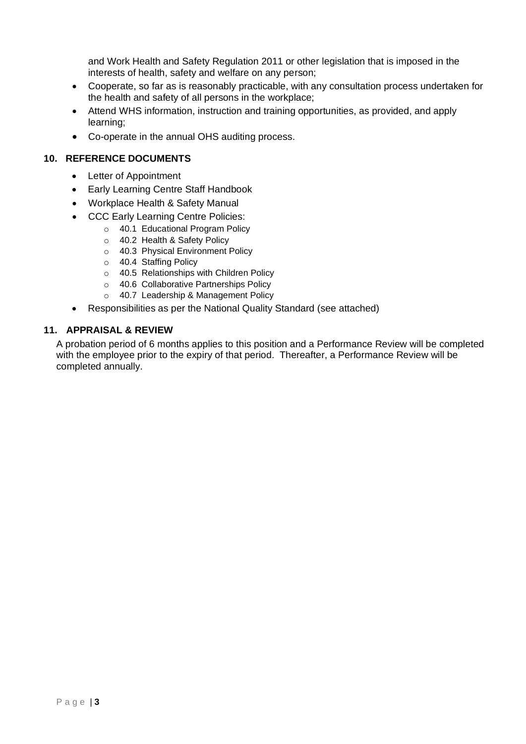and Work Health and Safety Regulation 2011 or other legislation that is imposed in the interests of health, safety and welfare on any person;

- Cooperate, so far as is reasonably practicable, with any consultation process undertaken for the health and safety of all persons in the workplace;
- Attend WHS information, instruction and training opportunities, as provided, and apply learning;
- Co-operate in the annual OHS auditing process.

## 10. REFERENCE DOCUMENTS

- Letter of Appointment
- Early Learning Centre Staff Handbook
- Workplace Health & Safety Manual
- CCC Early Learning Centre Policies:
    - 40.1 Educational Program Policy
    - 40.2 Health & Safety Policy
    - 40.3 Physical Environment Policy
    - 40.4 Staffing Policy
    - 40.5 Relationships with Children Policy
    - 40.6 Collaborative Partnerships Policy
    - 40.7 Leadership & Management Policy
- Responsibilities as per the National Quality Standard (see attached)

## 11. APPRAISAL & REVIEW

A probation period of 6 months applies to this position and a Performance Review will be completed with the employee prior to the expiry of that period. Thereafter, a Performance Review will be completed annually.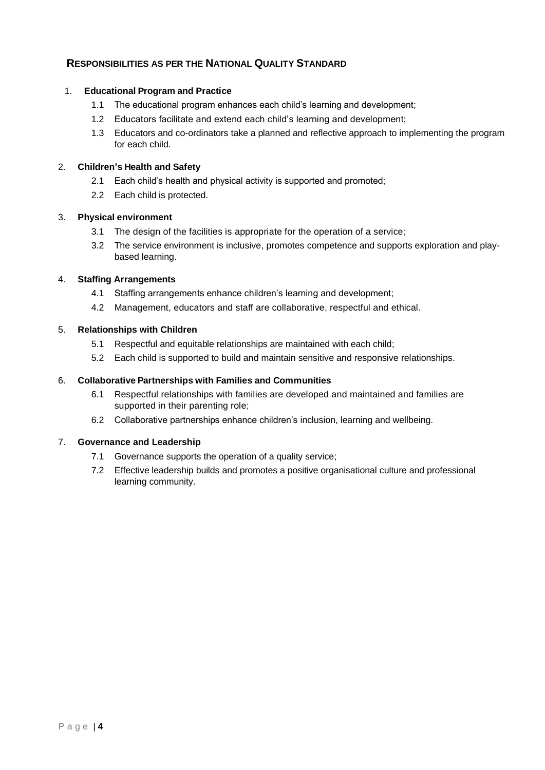## Responsibilities as per the National Quality Standard

1. **Educational Program and Practice**
   - 1.1 The educational program enhances each child's learning and development;
   - 1.2 Educators facilitate and extend each child's learning and development;
   - 1.3 Educators and co-ordinators take a planned and reflective approach to implementing the program for each child.

2. **Children's Health and Safety**
   - 2.1 Each child's health and physical activity is supported and promoted;
   - 2.2 Each child is protected.

3. **Physical environment**
   - 3.1 The design of the facilities is appropriate for the operation of a service;
   - 3.2 The service environment is inclusive, promotes competence and supports exploration and play-based learning.

4. **Staffing Arrangements**
   - 4.1 Staffing arrangements enhance children's learning and development;
   - 4.2 Management, educators and staff are collaborative, respectful and ethical.

5. **Relationships with Children**
   - 5.1 Respectful and equitable relationships are maintained with each child;
   - 5.2 Each child is supported to build and maintain sensitive and responsive relationships.

6. **Collaborative Partnerships with Families and Communities**
   - 6.1 Respectful relationships with families are developed and maintained and families are supported in their parenting role;
   - 6.2 Collaborative partnerships enhance children's inclusion, learning and wellbeing.

7. **Governance and Leadership**
   - 7.1 Governance supports the operation of a quality service;
   - 7.2 Effective leadership builds and promotes a positive organisational culture and professional learning community.